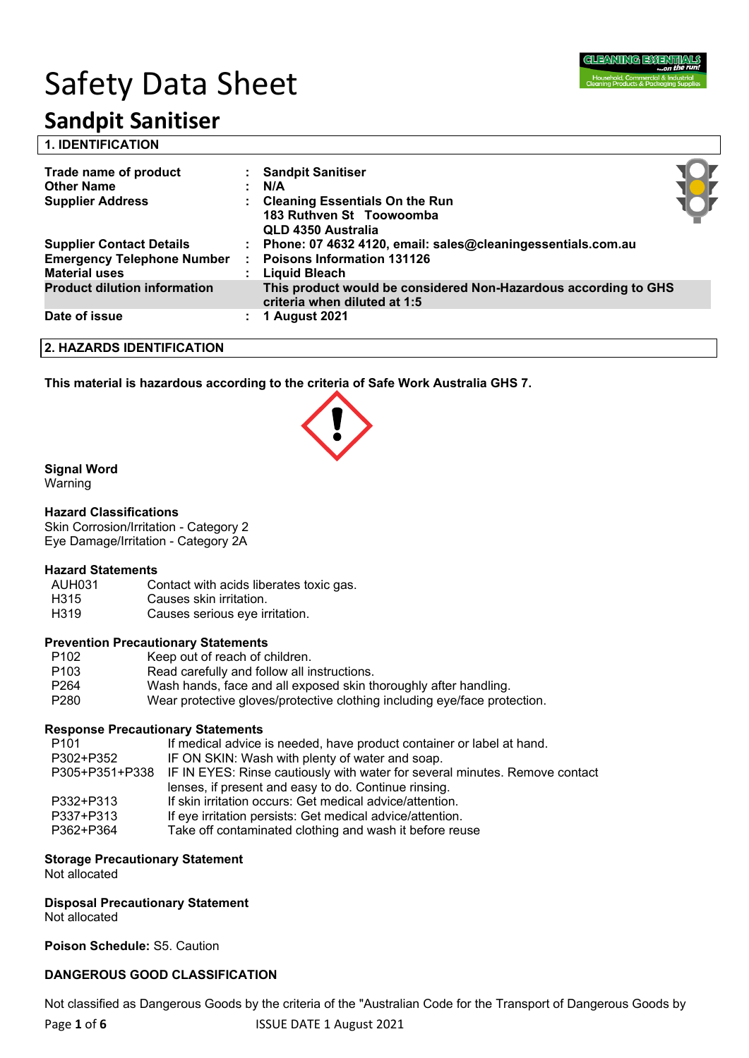# Safety Data Sheet

# Sandpit Sanitiser

## 1. IDENTIFICATION

| | | |
|---|---|---|
| **Trade name of product** | : | **Sandpit Sanitiser** |
| **Other Name** | : | **N/A** |
| **Supplier Address** | : | **Cleaning Essentials On the Run**<br>**183 Ruthven St Toowoomba**<br>**QLD 4350 Australia** |
| **Supplier Contact Details** | : | **Phone: 07 4632 4120, email: sales@cleaningessentials.com.au** |
| **Emergency Telephone Number** | : | **Poisons Information 131126** |
| **Material uses** | : | **Liquid Bleach** |
| **Product dilution information** | | **This product would be considered Non-Hazardous according to GHS criteria when diluted at 1:5** |
| **Date of issue** | : | **1 August 2021** |

## 2. HAZARDS IDENTIFICATION

**This material is hazardous according to the criteria of Safe Work Australia GHS 7.**

**Signal Word**

Warning

**Hazard Classifications**

Skin Corrosion/Irritation - Category 2

Eye Damage/Irritation - Category 2A

**Hazard Statements**

| | |
|---|---|
| AUH031 | Contact with acids liberates toxic gas. |
| H315 | Causes skin irritation. |
| H319 | Causes serious eye irritation. |

**Prevention Precautionary Statements**

| | |
|---|---|
| P102 | Keep out of reach of children. |
| P103 | Read carefully and follow all instructions. |
| P264 | Wash hands, face and all exposed skin thoroughly after handling. |
| P280 | Wear protective gloves/protective clothing including eye/face protection. |

**Response Precautionary Statements**

| | |
|---|---|
| P101 | If medical advice is needed, have product container or label at hand. |
| P302+P352 | IF ON SKIN: Wash with plenty of water and soap. |
| P305+P351+P338 | IF IN EYES: Rinse cautiously with water for several minutes. Remove contact lenses, if present and easy to do. Continue rinsing. |
| P332+P313 | If skin irritation occurs: Get medical advice/attention. |
| P337+P313 | If eye irritation persists: Get medical advice/attention. |
| P362+P364 | Take off contaminated clothing and wash it before reuse |

**Storage Precautionary Statement**

Not allocated

**Disposal Precautionary Statement**

Not allocated

**Poison Schedule:** S5. Caution

**DANGEROUS GOOD CLASSIFICATION**

Not classified as Dangerous Goods by the criteria of the "Australian Code for the Transport of Dangerous Goods by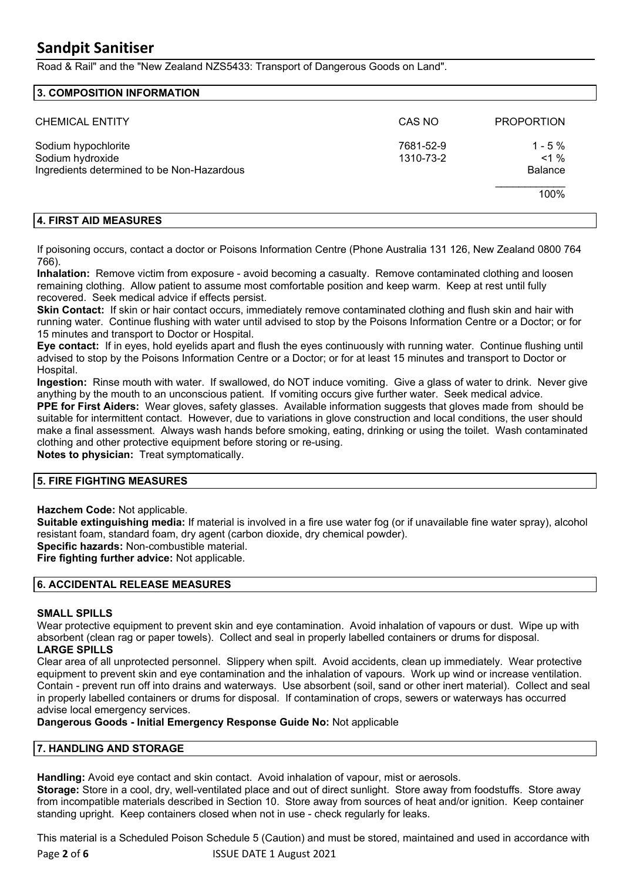Road & Rail" and the "New Zealand NZS5433: Transport of Dangerous Goods on Land".

## 3. COMPOSITION INFORMATION

| CHEMICAL ENTITY | CAS NO | PROPORTION |
|---|---|---|
| Sodium hypochlorite | 7681-52-9 | 1 - 5 % |
| Sodium hydroxide | 1310-73-2 | <1 % |
| Ingredients determined to be Non-Hazardous | | Balance |
| | | 100% |

## 4. FIRST AID MEASURES

If poisoning occurs, contact a doctor or Poisons Information Centre (Phone Australia 131 126, New Zealand 0800 764 766).

**Inhalation:** Remove victim from exposure - avoid becoming a casualty. Remove contaminated clothing and loosen remaining clothing. Allow patient to assume most comfortable position and keep warm. Keep at rest until fully recovered. Seek medical advice if effects persist.

**Skin Contact:** If skin or hair contact occurs, immediately remove contaminated clothing and flush skin and hair with running water. Continue flushing with water until advised to stop by the Poisons Information Centre or a Doctor; or for 15 minutes and transport to Doctor or Hospital.

**Eye contact:** If in eyes, hold eyelids apart and flush the eyes continuously with running water. Continue flushing until advised to stop by the Poisons Information Centre or a Doctor; or for at least 15 minutes and transport to Doctor or Hospital.

**Ingestion:** Rinse mouth with water. If swallowed, do NOT induce vomiting. Give a glass of water to drink. Never give anything by the mouth to an unconscious patient. If vomiting occurs give further water. Seek medical advice.

**PPE for First Aiders:** Wear gloves, safety glasses. Available information suggests that gloves made from should be suitable for intermittent contact. However, due to variations in glove construction and local conditions, the user should make a final assessment. Always wash hands before smoking, eating, drinking or using the toilet. Wash contaminated clothing and other protective equipment before storing or re-using.

**Notes to physician:** Treat symptomatically.

## 5. FIRE FIGHTING MEASURES

**Hazchem Code:** Not applicable.

**Suitable extinguishing media:** If material is involved in a fire use water fog (or if unavailable fine water spray), alcohol resistant foam, standard foam, dry agent (carbon dioxide, dry chemical powder).

**Specific hazards:** Non-combustible material.

**Fire fighting further advice:** Not applicable.

## 6. ACCIDENTAL RELEASE MEASURES

**SMALL SPILLS**

Wear protective equipment to prevent skin and eye contamination. Avoid inhalation of vapours or dust. Wipe up with absorbent (clean rag or paper towels). Collect and seal in properly labelled containers or drums for disposal.

**LARGE SPILLS**

Clear area of all unprotected personnel. Slippery when spilt. Avoid accidents, clean up immediately. Wear protective equipment to prevent skin and eye contamination and the inhalation of vapours. Work up wind or increase ventilation. Contain - prevent run off into drains and waterways. Use absorbent (soil, sand or other inert material). Collect and seal in properly labelled containers or drums for disposal. If contamination of crops, sewers or waterways has occurred advise local emergency services.

**Dangerous Goods - Initial Emergency Response Guide No:** Not applicable

## 7. HANDLING AND STORAGE

**Handling:** Avoid eye contact and skin contact. Avoid inhalation of vapour, mist or aerosols.

**Storage:** Store in a cool, dry, well-ventilated place and out of direct sunlight. Store away from foodstuffs. Store away from incompatible materials described in Section 10. Store away from sources of heat and/or ignition. Keep container standing upright. Keep containers closed when not in use - check regularly for leaks.

This material is a Scheduled Poison Schedule 5 (Caution) and must be stored, maintained and used in accordance with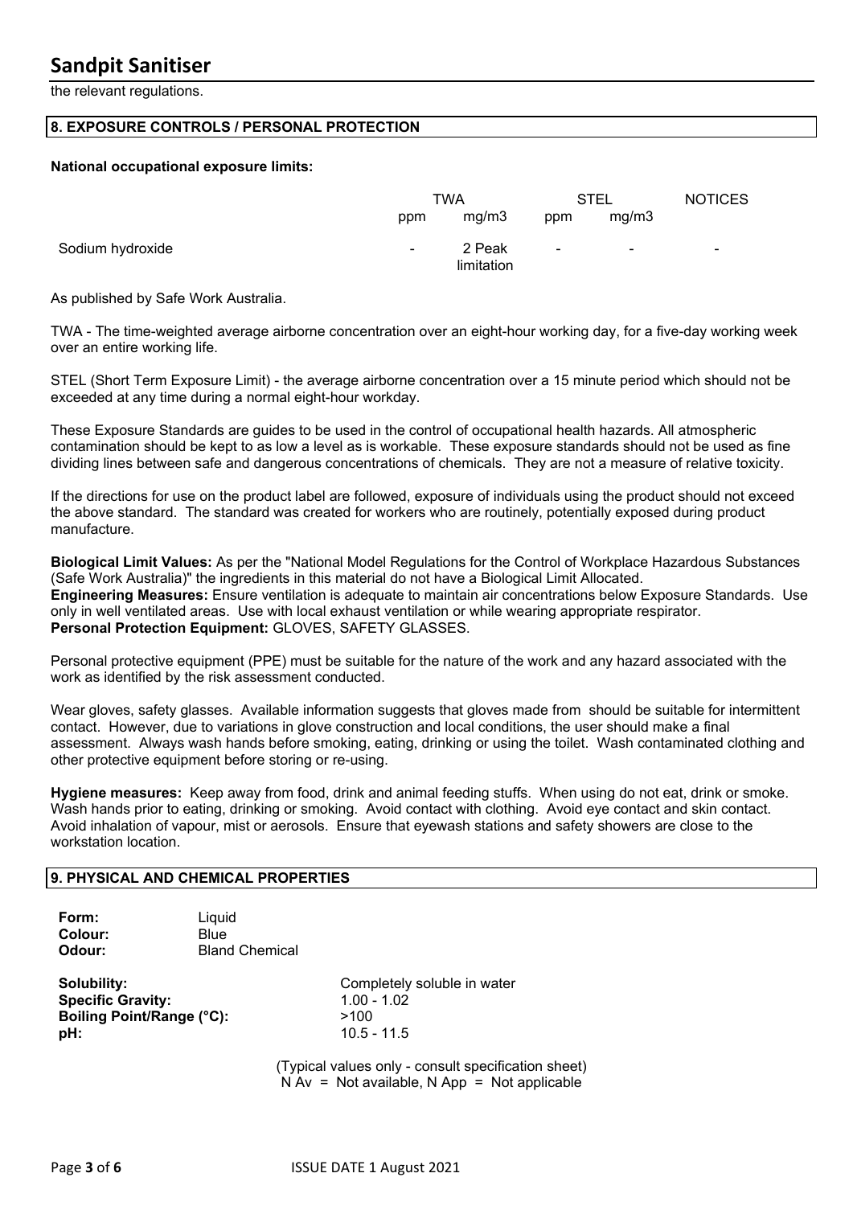the relevant regulations.

## 8. EXPOSURE CONTROLS / PERSONAL PROTECTION

**National occupational exposure limits:**

| | TWA | | STEL | | NOTICES |
|---|---|---|---|---|---|
| | ppm | mg/m3 | ppm | mg/m3 | |
| Sodium hydroxide | - | 2 Peak limitation | - | - | - |

As published by Safe Work Australia.

TWA - The time-weighted average airborne concentration over an eight-hour working day, for a five-day working week over an entire working life.

STEL (Short Term Exposure Limit) - the average airborne concentration over a 15 minute period which should not be exceeded at any time during a normal eight-hour workday.

These Exposure Standards are guides to be used in the control of occupational health hazards. All atmospheric contamination should be kept to as low a level as is workable. These exposure standards should not be used as fine dividing lines between safe and dangerous concentrations of chemicals. They are not a measure of relative toxicity.

If the directions for use on the product label are followed, exposure of individuals using the product should not exceed the above standard. The standard was created for workers who are routinely, potentially exposed during product manufacture.

**Biological Limit Values:** As per the "National Model Regulations for the Control of Workplace Hazardous Substances (Safe Work Australia)" the ingredients in this material do not have a Biological Limit Allocated.
**Engineering Measures:** Ensure ventilation is adequate to maintain air concentrations below Exposure Standards. Use only in well ventilated areas. Use with local exhaust ventilation or while wearing appropriate respirator.
**Personal Protection Equipment:** GLOVES, SAFETY GLASSES.

Personal protective equipment (PPE) must be suitable for the nature of the work and any hazard associated with the work as identified by the risk assessment conducted.

Wear gloves, safety glasses. Available information suggests that gloves made from should be suitable for intermittent contact. However, due to variations in glove construction and local conditions, the user should make a final assessment. Always wash hands before smoking, eating, drinking or using the toilet. Wash contaminated clothing and other protective equipment before storing or re-using.

**Hygiene measures:** Keep away from food, drink and animal feeding stuffs. When using do not eat, drink or smoke. Wash hands prior to eating, drinking or smoking. Avoid contact with clothing. Avoid eye contact and skin contact. Avoid inhalation of vapour, mist or aerosols. Ensure that eyewash stations and safety showers are close to the workstation location.

## 9. PHYSICAL AND CHEMICAL PROPERTIES

**Form:** Liquid
**Colour:** Blue
**Odour:** Bland Chemical

**Solubility:** Completely soluble in water
**Specific Gravity:** 1.00 - 1.02
**Boiling Point/Range (°C):** >100
**pH:** 10.5 - 11.5

(Typical values only - consult specification sheet)
N Av = Not available, N App = Not applicable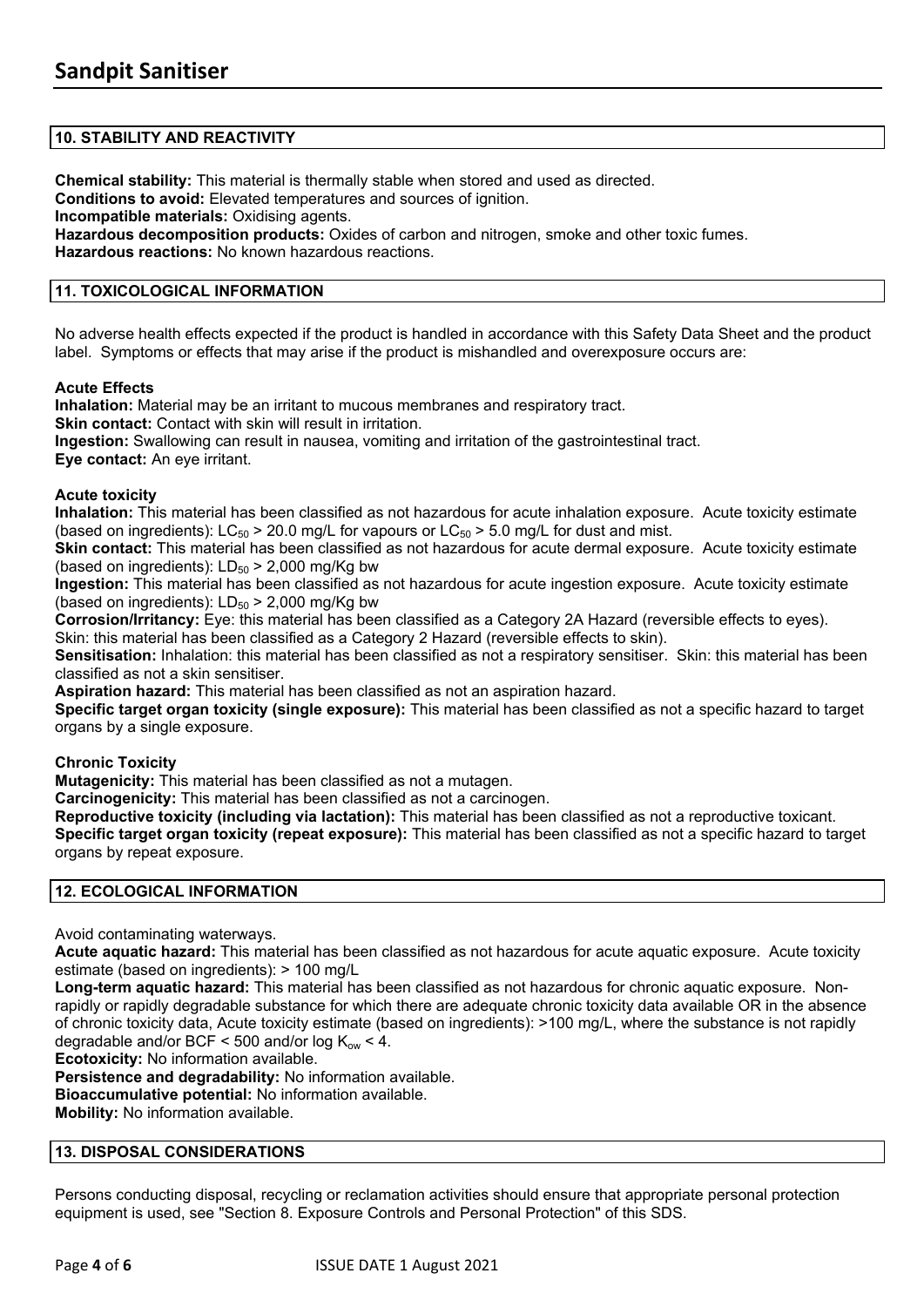## 10. STABILITY AND REACTIVITY

**Chemical stability:** This material is thermally stable when stored and used as directed.
**Conditions to avoid:** Elevated temperatures and sources of ignition.
**Incompatible materials:** Oxidising agents.
**Hazardous decomposition products:** Oxides of carbon and nitrogen, smoke and other toxic fumes.
**Hazardous reactions:** No known hazardous reactions.

## 11. TOXICOLOGICAL INFORMATION

No adverse health effects expected if the product is handled in accordance with this Safety Data Sheet and the product label. Symptoms or effects that may arise if the product is mishandled and overexposure occurs are:

**Acute Effects**
**Inhalation:** Material may be an irritant to mucous membranes and respiratory tract.
**Skin contact:** Contact with skin will result in irritation.
**Ingestion:** Swallowing can result in nausea, vomiting and irritation of the gastrointestinal tract.
**Eye contact:** An eye irritant.

**Acute toxicity**
**Inhalation:** This material has been classified as not hazardous for acute inhalation exposure. Acute toxicity estimate (based on ingredients): $LC_{50}$ > 20.0 mg/L for vapours or $LC_{50}$ > 5.0 mg/L for dust and mist.
**Skin contact:** This material has been classified as not hazardous for acute dermal exposure. Acute toxicity estimate (based on ingredients): $LD_{50}$ > 2,000 mg/Kg bw
**Ingestion:** This material has been classified as not hazardous for acute ingestion exposure. Acute toxicity estimate (based on ingredients): $LD_{50}$ > 2,000 mg/Kg bw
**Corrosion/Irritancy:** Eye: this material has been classified as a Category 2A Hazard (reversible effects to eyes). Skin: this material has been classified as a Category 2 Hazard (reversible effects to skin).
**Sensitisation:** Inhalation: this material has been classified as not a respiratory sensitiser. Skin: this material has been classified as not a skin sensitiser.
**Aspiration hazard:** This material has been classified as not an aspiration hazard.
**Specific target organ toxicity (single exposure):** This material has been classified as not a specific hazard to target organs by a single exposure.

**Chronic Toxicity**
**Mutagenicity:** This material has been classified as not a mutagen.
**Carcinogenicity:** This material has been classified as not a carcinogen.
**Reproductive toxicity (including via lactation):** This material has been classified as not a reproductive toxicant.
**Specific target organ toxicity (repeat exposure):** This material has been classified as not a specific hazard to target organs by repeat exposure.

## 12. ECOLOGICAL INFORMATION

Avoid contaminating waterways.
**Acute aquatic hazard:** This material has been classified as not hazardous for acute aquatic exposure. Acute toxicity estimate (based on ingredients): > 100 mg/L
**Long-term aquatic hazard:** This material has been classified as not hazardous for chronic aquatic exposure. Non-rapidly or rapidly degradable substance for which there are adequate chronic toxicity data available OR in the absence of chronic toxicity data, Acute toxicity estimate (based on ingredients): >100 mg/L, where the substance is not rapidly degradable and/or BCF < 500 and/or log $K_{ow}$ < 4.
**Ecotoxicity:** No information available.
**Persistence and degradability:** No information available.
**Bioaccumulative potential:** No information available.
**Mobility:** No information available.

## 13. DISPOSAL CONSIDERATIONS

Persons conducting disposal, recycling or reclamation activities should ensure that appropriate personal protection equipment is used, see "Section 8. Exposure Controls and Personal Protection" of this SDS.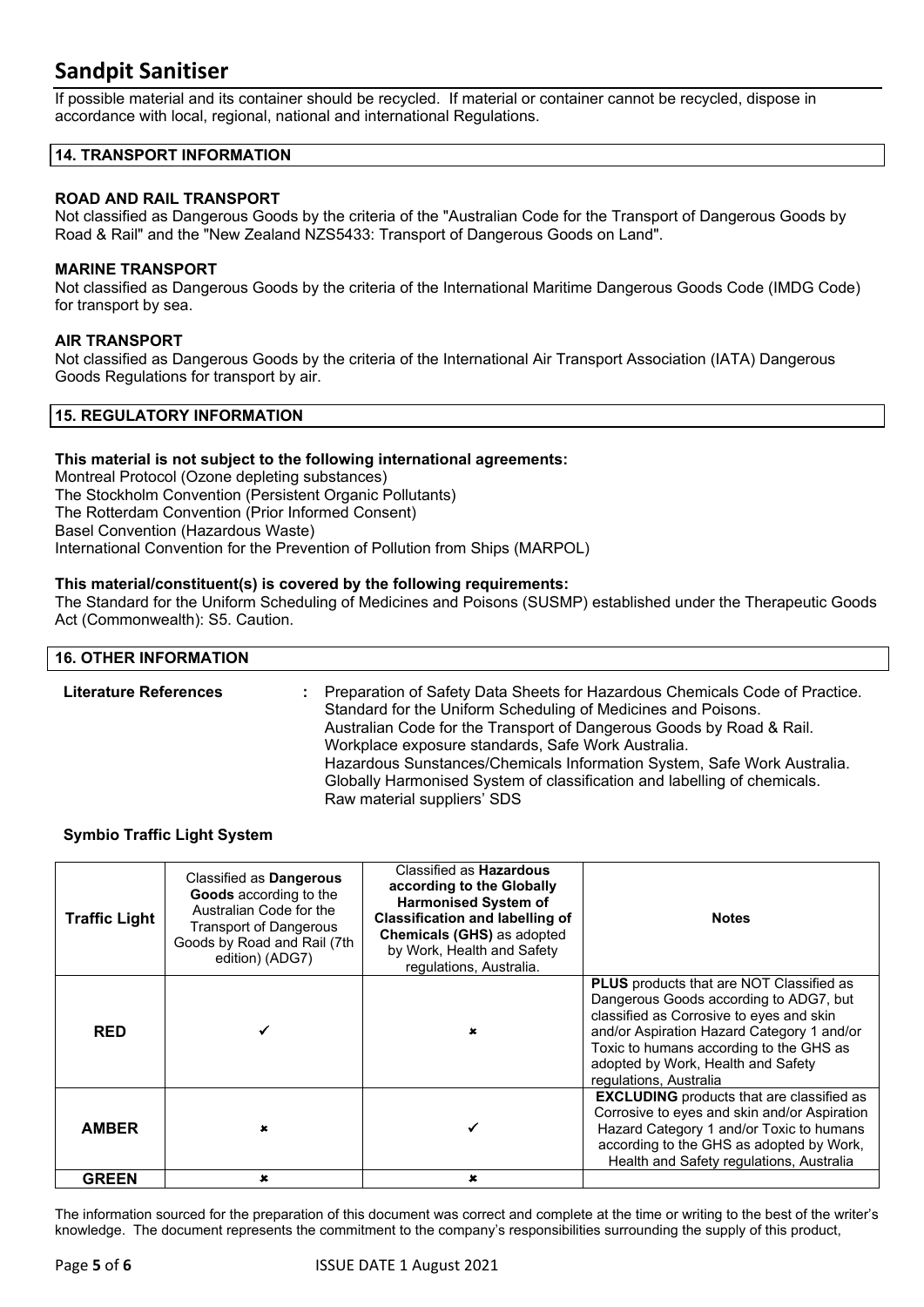If possible material and its container should be recycled. If material or container cannot be recycled, dispose in accordance with local, regional, national and international Regulations.

## 14. TRANSPORT INFORMATION

### ROAD AND RAIL TRANSPORT

Not classified as Dangerous Goods by the criteria of the "Australian Code for the Transport of Dangerous Goods by Road & Rail" and the "New Zealand NZS5433: Transport of Dangerous Goods on Land".

### MARINE TRANSPORT

Not classified as Dangerous Goods by the criteria of the International Maritime Dangerous Goods Code (IMDG Code) for transport by sea.

### AIR TRANSPORT

Not classified as Dangerous Goods by the criteria of the International Air Transport Association (IATA) Dangerous Goods Regulations for transport by air.

## 15. REGULATORY INFORMATION

**This material is not subject to the following international agreements:**

Montreal Protocol (Ozone depleting substances)
The Stockholm Convention (Persistent Organic Pollutants)
The Rotterdam Convention (Prior Informed Consent)
Basel Convention (Hazardous Waste)
International Convention for the Prevention of Pollution from Ships (MARPOL)

**This material/constituent(s) is covered by the following requirements:**

The Standard for the Uniform Scheduling of Medicines and Poisons (SUSMP) established under the Therapeutic Goods Act (Commonwealth): S5. Caution.

## 16. OTHER INFORMATION

**Literature References** : Preparation of Safety Data Sheets for Hazardous Chemicals Code of Practice.
Standard for the Uniform Scheduling of Medicines and Poisons.
Australian Code for the Transport of Dangerous Goods by Road & Rail.
Workplace exposure standards, Safe Work Australia.
Hazardous Sunstances/Chemicals Information System, Safe Work Australia.
Globally Harmonised System of classification and labelling of chemicals.
Raw material suppliers' SDS

**Symbio Traffic Light System**

| Traffic Light | Classified as **Dangerous Goods** according to the Australian Code for the Transport of Dangerous Goods by Road and Rail (7th edition) (ADG7) | Classified as **Hazardous according to the Globally Harmonised System of Classification and labelling of Chemicals (GHS)** as adopted by Work, Health and Safety regulations, Australia. | Notes |
|---|---|---|---|
| **RED** | ✓ | ✗ | **PLUS** products that are NOT Classified as Dangerous Goods according to ADG7, but classified as Corrosive to eyes and skin and/or Aspiration Hazard Category 1 and/or Toxic to humans according to the GHS as adopted by Work, Health and Safety regulations, Australia |
| **AMBER** | ✗ | ✓ | **EXCLUDING** products that are classified as Corrosive to eyes and skin and/or Aspiration Hazard Category 1 and/or Toxic to humans according to the GHS as adopted by Work, Health and Safety regulations, Australia |
| **GREEN** | ✗ | ✗ | |

The information sourced for the preparation of this document was correct and complete at the time or writing to the best of the writer's knowledge. The document represents the commitment to the company's responsibilities surrounding the supply of this product,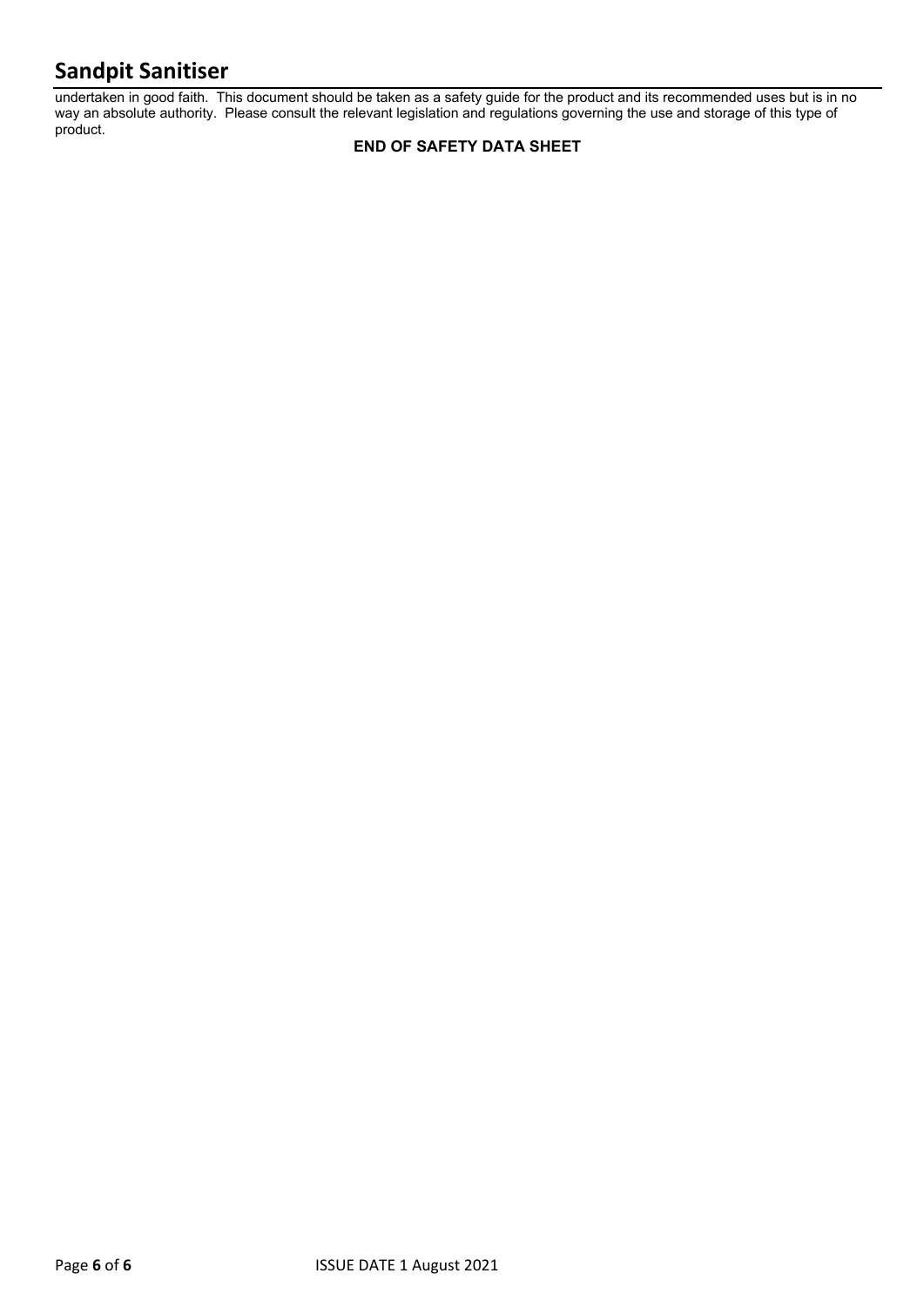undertaken in good faith. This document should be taken as a safety guide for the product and its recommended uses but is in no way an absolute authority. Please consult the relevant legislation and regulations governing the use and storage of this type of product.

**END OF SAFETY DATA SHEET**